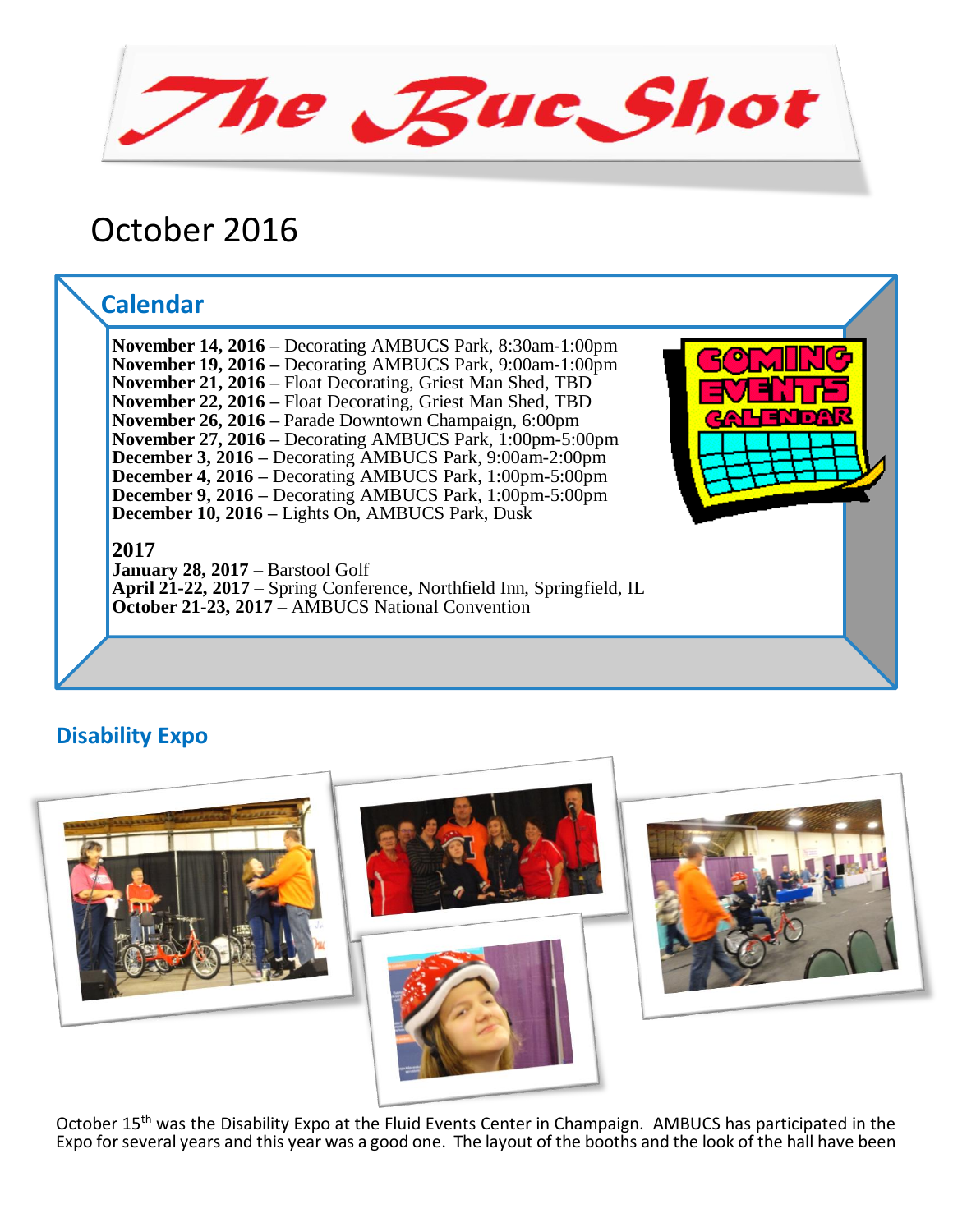# The Buc Shot

October 2016

## Calendar

**November 14, 2016 –** Decorating AMBUCS Park, 8:30am-1:00pm
**November 19, 2016 –** Decorating AMBUCS Park, 9:00am-1:00pm
**November 21, 2016 –** Float Decorating, Griest Man Shed, TBD
**November 22, 2016 –** Float Decorating, Griest Man Shed, TBD
**November 26, 2016 –** Parade Downtown Champaign, 6:00pm
**November 27, 2016 –** Decorating AMBUCS Park, 1:00pm-5:00pm
**December 3, 2016 –** Decorating AMBUCS Park, 9:00am-2:00pm
**December 4, 2016 –** Decorating AMBUCS Park, 1:00pm-5:00pm
**December 9, 2016 –** Decorating AMBUCS Park, 1:00pm-5:00pm
**December 10, 2016 –** Lights On, AMBUCS Park, Dusk

**2017**
**January 28, 2017** – Barstool Golf
**April 21-22, 2017** – Spring Conference, Northfield Inn, Springfield, IL
**October 21-23, 2017** – AMBUCS National Convention

## Disability Expo

October 15th was the Disability Expo at the Fluid Events Center in Champaign. AMBUCS has participated in the Expo for several years and this year was a good one. The layout of the booths and the look of the hall have been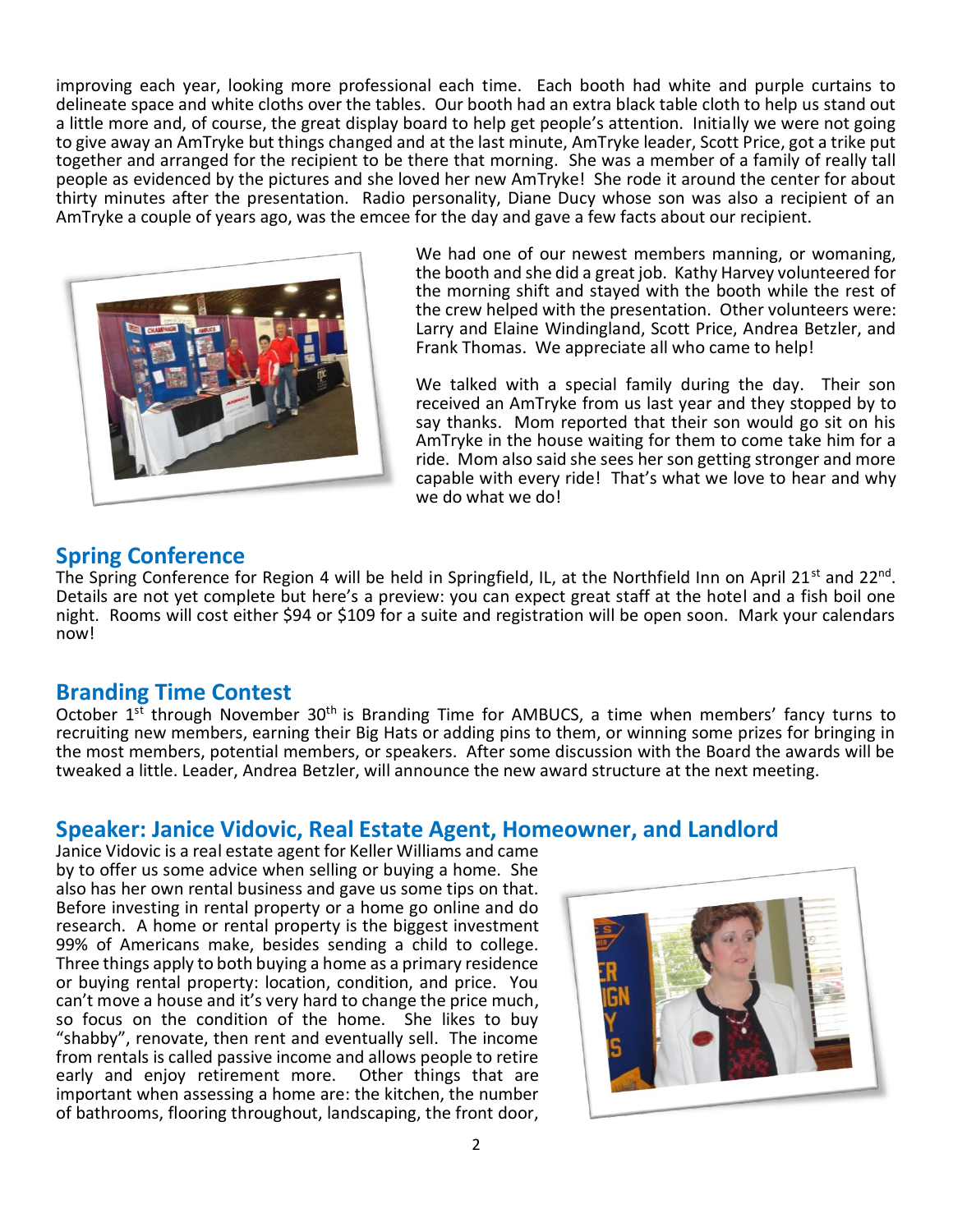improving each year, looking more professional each time. Each booth had white and purple curtains to delineate space and white cloths over the tables. Our booth had an extra black table cloth to help us stand out a little more and, of course, the great display board to help get people's attention. Initially we were not going to give away an AmTryke but things changed and at the last minute, AmTryke leader, Scott Price, got a trike put together and arranged for the recipient to be there that morning. She was a member of a family of really tall people as evidenced by the pictures and she loved her new AmTryke! She rode it around the center for about thirty minutes after the presentation. Radio personality, Diane Ducy whose son was also a recipient of an AmTryke a couple of years ago, was the emcee for the day and gave a few facts about our recipient.

We had one of our newest members manning, or womaning, the booth and she did a great job. Kathy Harvey volunteered for the morning shift and stayed with the booth while the rest of the crew helped with the presentation. Other volunteers were: Larry and Elaine Windingland, Scott Price, Andrea Betzler, and Frank Thomas. We appreciate all who came to help!

We talked with a special family during the day. Their son received an AmTryke from us last year and they stopped by to say thanks. Mom reported that their son would go sit on his AmTryke in the house waiting for them to come take him for a ride. Mom also said she sees her son getting stronger and more capable with every ride! That's what we love to hear and why we do what we do!

## Spring Conference

The Spring Conference for Region 4 will be held in Springfield, IL, at the Northfield Inn on April 21st and 22nd. Details are not yet complete but here's a preview: you can expect great staff at the hotel and a fish boil one night. Rooms will cost either $94 or $109 for a suite and registration will be open soon. Mark your calendars now!

## Branding Time Contest

October 1st through November 30th is Branding Time for AMBUCS, a time when members' fancy turns to recruiting new members, earning their Big Hats or adding pins to them, or winning some prizes for bringing in the most members, potential members, or speakers. After some discussion with the Board the awards will be tweaked a little. Leader, Andrea Betzler, will announce the new award structure at the next meeting.

## Speaker: Janice Vidovic, Real Estate Agent, Homeowner, and Landlord

Janice Vidovic is a real estate agent for Keller Williams and came by to offer us some advice when selling or buying a home. She also has her own rental business and gave us some tips on that. Before investing in rental property or a home go online and do research. A home or rental property is the biggest investment 99% of Americans make, besides sending a child to college. Three things apply to both buying a home as a primary residence or buying rental property: location, condition, and price. You can't move a house and it's very hard to change the price much, so focus on the condition of the home. She likes to buy "shabby", renovate, then rent and eventually sell. The income from rentals is called passive income and allows people to retire early and enjoy retirement more. Other things that are important when assessing a home are: the kitchen, the number of bathrooms, flooring throughout, landscaping, the front door,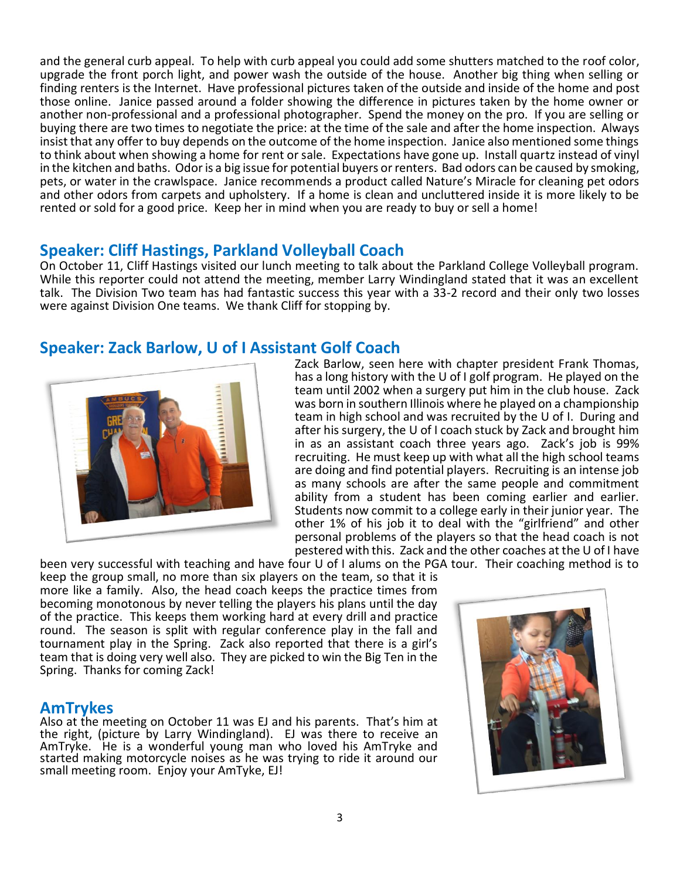and the general curb appeal. To help with curb appeal you could add some shutters matched to the roof color, upgrade the front porch light, and power wash the outside of the house. Another big thing when selling or finding renters is the Internet. Have professional pictures taken of the outside and inside of the home and post those online. Janice passed around a folder showing the difference in pictures taken by the home owner or another non-professional and a professional photographer. Spend the money on the pro. If you are selling or buying there are two times to negotiate the price: at the time of the sale and after the home inspection. Always insist that any offer to buy depends on the outcome of the home inspection. Janice also mentioned some things to think about when showing a home for rent or sale. Expectations have gone up. Install quartz instead of vinyl in the kitchen and baths. Odor is a big issue for potential buyers or renters. Bad odors can be caused by smoking, pets, or water in the crawlspace. Janice recommends a product called Nature's Miracle for cleaning pet odors and other odors from carpets and upholstery. If a home is clean and uncluttered inside it is more likely to be rented or sold for a good price. Keep her in mind when you are ready to buy or sell a home!

## Speaker: Cliff Hastings, Parkland Volleyball Coach

On October 11, Cliff Hastings visited our lunch meeting to talk about the Parkland College Volleyball program. While this reporter could not attend the meeting, member Larry Windingland stated that it was an excellent talk. The Division Two team has had fantastic success this year with a 33-2 record and their only two losses were against Division One teams. We thank Cliff for stopping by.

## Speaker: Zack Barlow, U of I Assistant Golf Coach

Zack Barlow, seen here with chapter president Frank Thomas, has a long history with the U of I golf program. He played on the team until 2002 when a surgery put him in the club house. Zack was born in southern Illinois where he played on a championship team in high school and was recruited by the U of I. During and after his surgery, the U of I coach stuck by Zack and brought him in as an assistant coach three years ago. Zack's job is 99% recruiting. He must keep up with what all the high school teams are doing and find potential players. Recruiting is an intense job as many schools are after the same people and commitment ability from a student has been coming earlier and earlier. Students now commit to a college early in their junior year. The other 1% of his job it to deal with the "girlfriend" and other personal problems of the players so that the head coach is not pestered with this. Zack and the other coaches at the U of I have been very successful with teaching and have four U of I alums on the PGA tour. Their coaching method is to keep the group small, no more than six players on the team, so that it is more like a family. Also, the head coach keeps the practice times from becoming monotonous by never telling the players his plans until the day of the practice. This keeps them working hard at every drill and practice round. The season is split with regular conference play in the fall and tournament play in the Spring. Zack also reported that there is a girl's team that is doing very well also. They are picked to win the Big Ten in the Spring. Thanks for coming Zack!

## AmTrykes

Also at the meeting on October 11 was EJ and his parents. That's him at the right, (picture by Larry Windingland). EJ was there to receive an AmTryke. He is a wonderful young man who loved his AmTryke and started making motorcycle noises as he was trying to ride it around our small meeting room. Enjoy your AmTyke, EJ!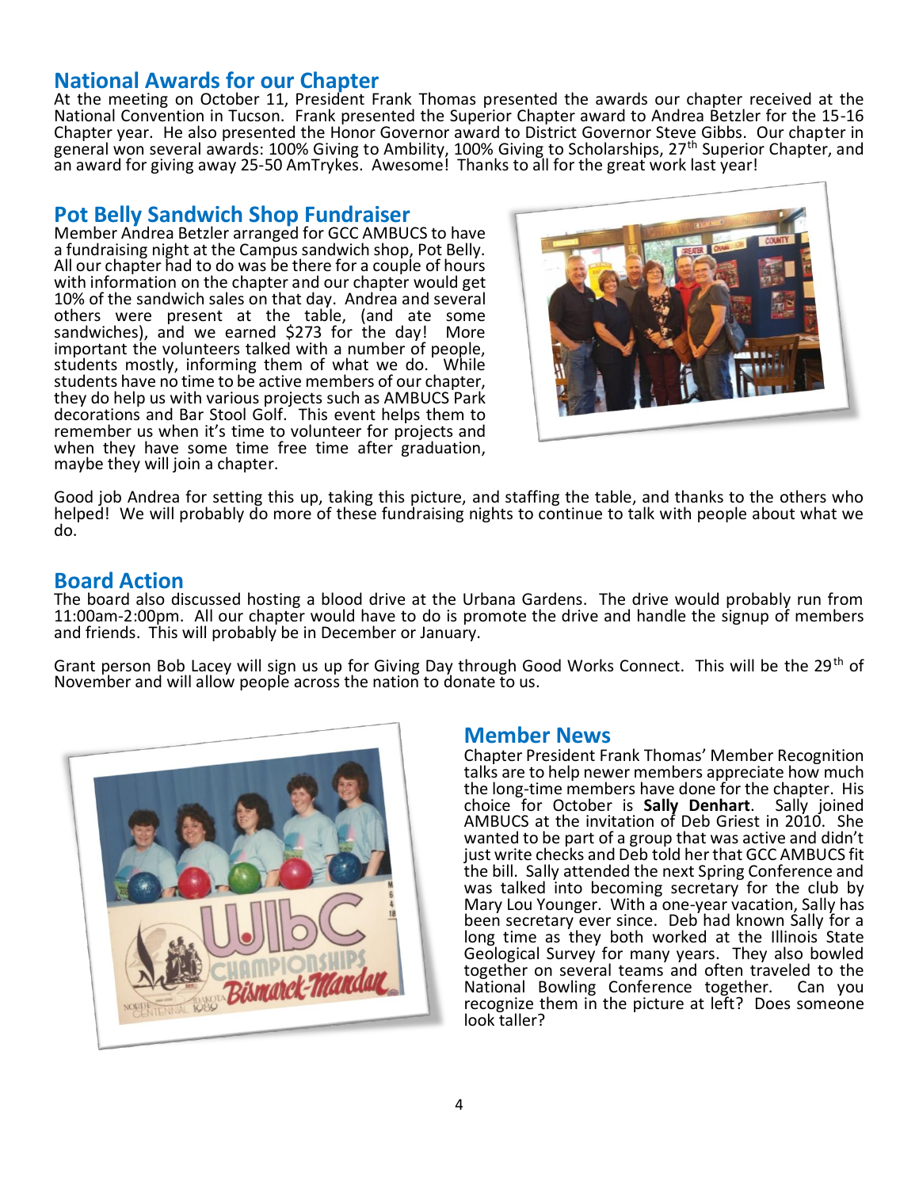## National Awards for our Chapter

At the meeting on October 11, President Frank Thomas presented the awards our chapter received at the National Convention in Tucson. Frank presented the Superior Chapter award to Andrea Betzler for the 15-16 Chapter year. He also presented the Honor Governor award to District Governor Steve Gibbs. Our chapter in general won several awards: 100% Giving to Ambility, 100% Giving to Scholarships, 27th Superior Chapter, and an award for giving away 25-50 AmTrykes. Awesome! Thanks to all for the great work last year!

## Pot Belly Sandwich Shop Fundraiser

Member Andrea Betzler arranged for GCC AMBUCS to have a fundraising night at the Campus sandwich shop, Pot Belly. All our chapter had to do was be there for a couple of hours with information on the chapter and our chapter would get 10% of the sandwich sales on that day. Andrea and several others were present at the table, (and ate some sandwiches), and we earned $273 for the day! More important the volunteers talked with a number of people, students mostly, informing them of what we do. While students have no time to be active members of our chapter, they do help us with various projects such as AMBUCS Park decorations and Bar Stool Golf. This event helps them to remember us when it's time to volunteer for projects and when they have some time free time after graduation, maybe they will join a chapter.

Good job Andrea for setting this up, taking this picture, and staffing the table, and thanks to the others who helped! We will probably do more of these fundraising nights to continue to talk with people about what we do.

## Board Action

The board also discussed hosting a blood drive at the Urbana Gardens. The drive would probably run from 11:00am-2:00pm. All our chapter would have to do is promote the drive and handle the signup of members and friends. This will probably be in December or January.

Grant person Bob Lacey will sign us up for Giving Day through Good Works Connect. This will be the 29th of November and will allow people across the nation to donate to us.

## Member News

Chapter President Frank Thomas' Member Recognition talks are to help newer members appreciate how much the long-time members have done for the chapter. His choice for October is **Sally Denhart**. Sally joined AMBUCS at the invitation of Deb Griest in 2010. She wanted to be part of a group that was active and didn't just write checks and Deb told her that GCC AMBUCS fit the bill. Sally attended the next Spring Conference and was talked into becoming secretary for the club by Mary Lou Younger. With a one-year vacation, Sally has been secretary ever since. Deb had known Sally for a long time as they both worked at the Illinois State Geological Survey for many years. They also bowled together on several teams and often traveled to the National Bowling Conference together. Can you recognize them in the picture at left? Does someone look taller?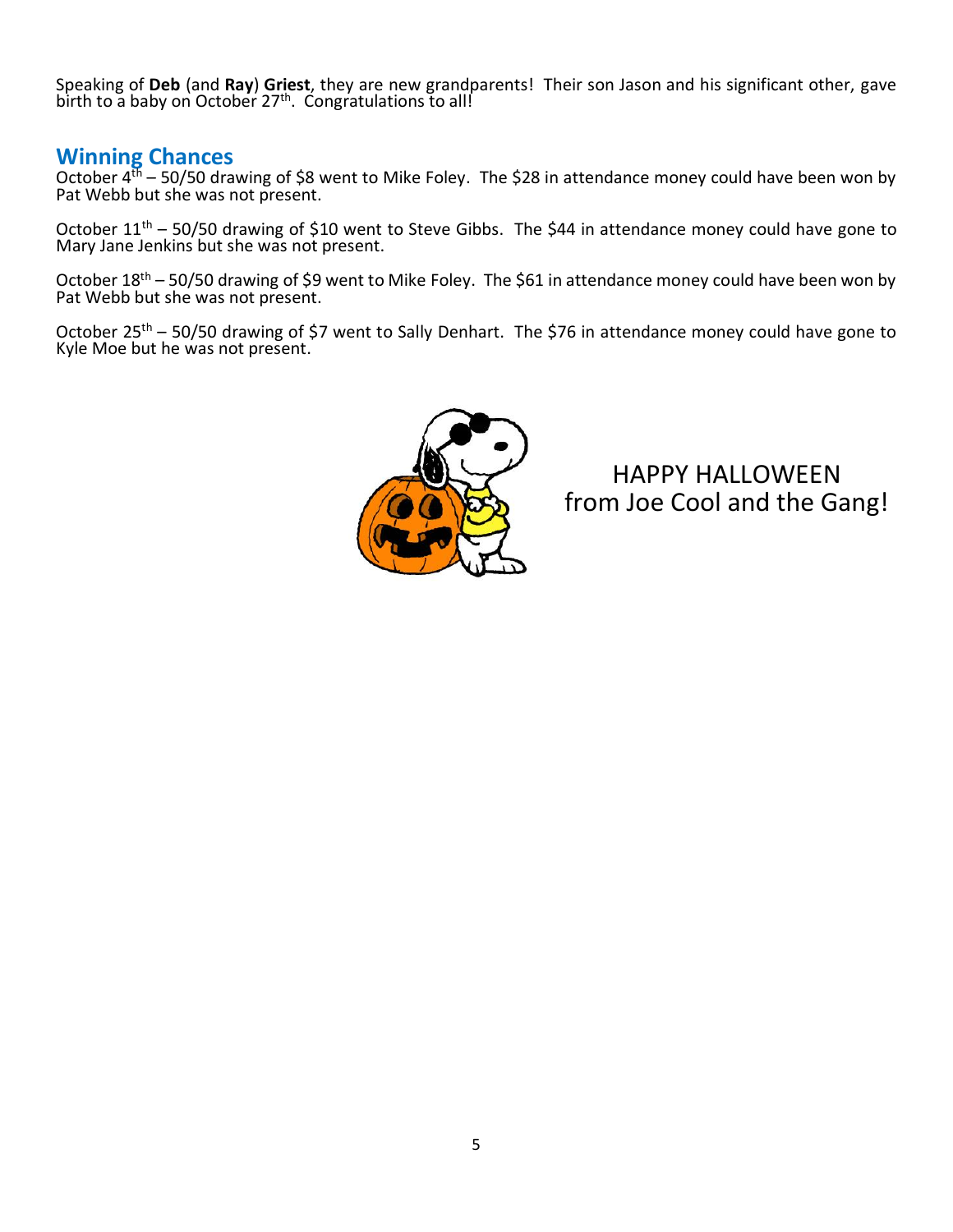Speaking of **Deb** (and **Ray**) **Griest**, they are new grandparents! Their son Jason and his significant other, gave birth to a baby on October 27th. Congratulations to all!

## Winning Chances

October 4th – 50/50 drawing of $8 went to Mike Foley. The $28 in attendance money could have been won by Pat Webb but she was not present.

October 11th – 50/50 drawing of $10 went to Steve Gibbs. The $44 in attendance money could have gone to Mary Jane Jenkins but she was not present.

October 18th – 50/50 drawing of $9 went to Mike Foley. The $61 in attendance money could have been won by Pat Webb but she was not present.

October 25th – 50/50 drawing of $7 went to Sally Denhart. The $76 in attendance money could have gone to Kyle Moe but he was not present.

HAPPY HALLOWEEN
from Joe Cool and the Gang!